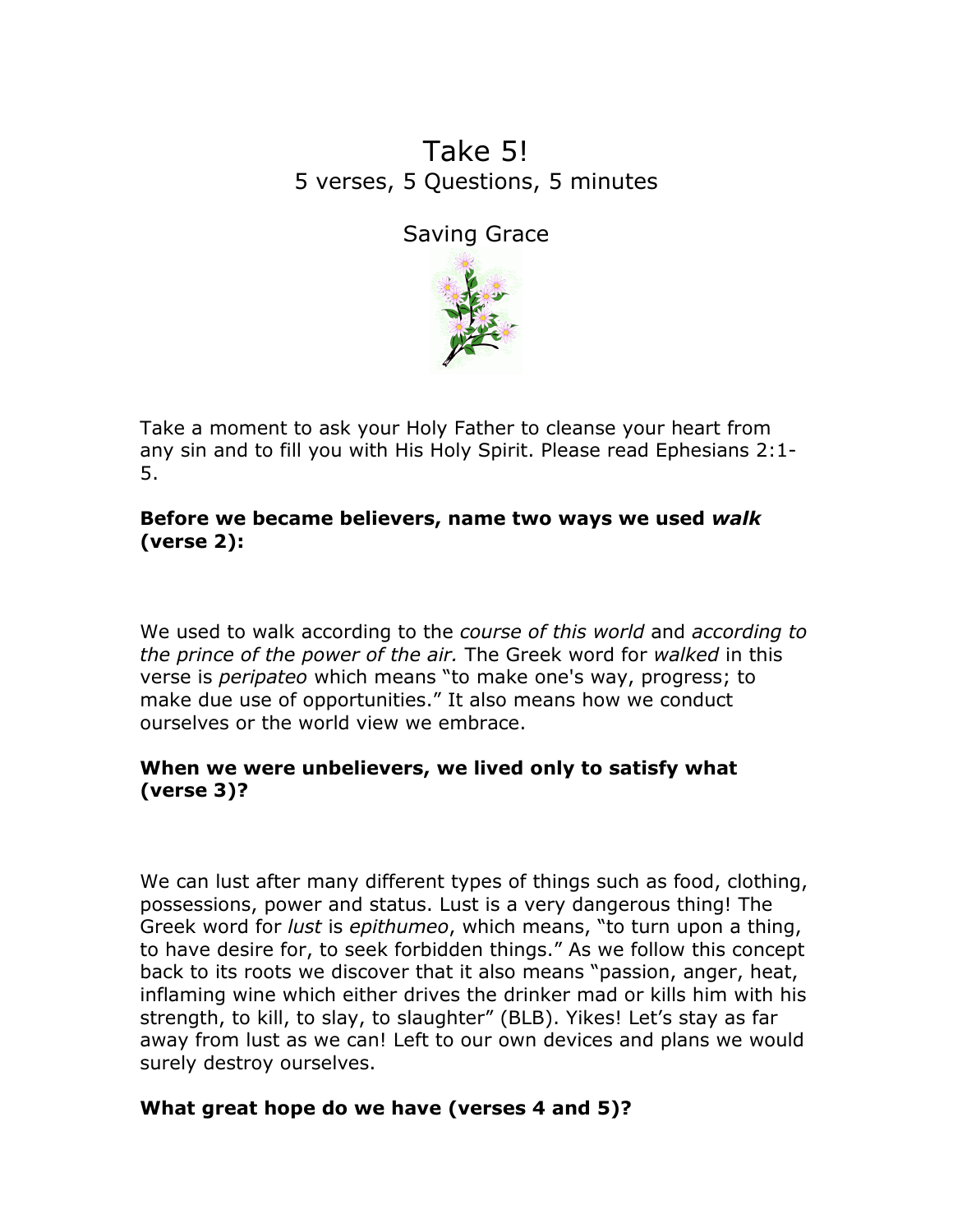# Take 5!

## 5 verses, 5 Questions, 5 minutes

## Saving Grace

Take a moment to ask your Holy Father to cleanse your heart from any sin and to fill you with His Holy Spirit. Please read Ephesians 2:1-5.

**Before we became believers, name two ways we used *walk* (verse 2):**

We used to walk according to the *course of this world* and *according to the prince of the power of the air.* The Greek word for *walked* in this verse is *peripateo* which means "to make one's way, progress; to make due use of opportunities." It also means how we conduct ourselves or the world view we embrace.

**When we were unbelievers, we lived only to satisfy what (verse 3)?**

We can lust after many different types of things such as food, clothing, possessions, power and status. Lust is a very dangerous thing! The Greek word for *lust* is *epithumeo*, which means, "to turn upon a thing, to have desire for, to seek forbidden things." As we follow this concept back to its roots we discover that it also means "passion, anger, heat, inflaming wine which either drives the drinker mad or kills him with his strength, to kill, to slay, to slaughter" (BLB). Yikes! Let's stay as far away from lust as we can! Left to our own devices and plans we would surely destroy ourselves.

**What great hope do we have (verses 4 and 5)?**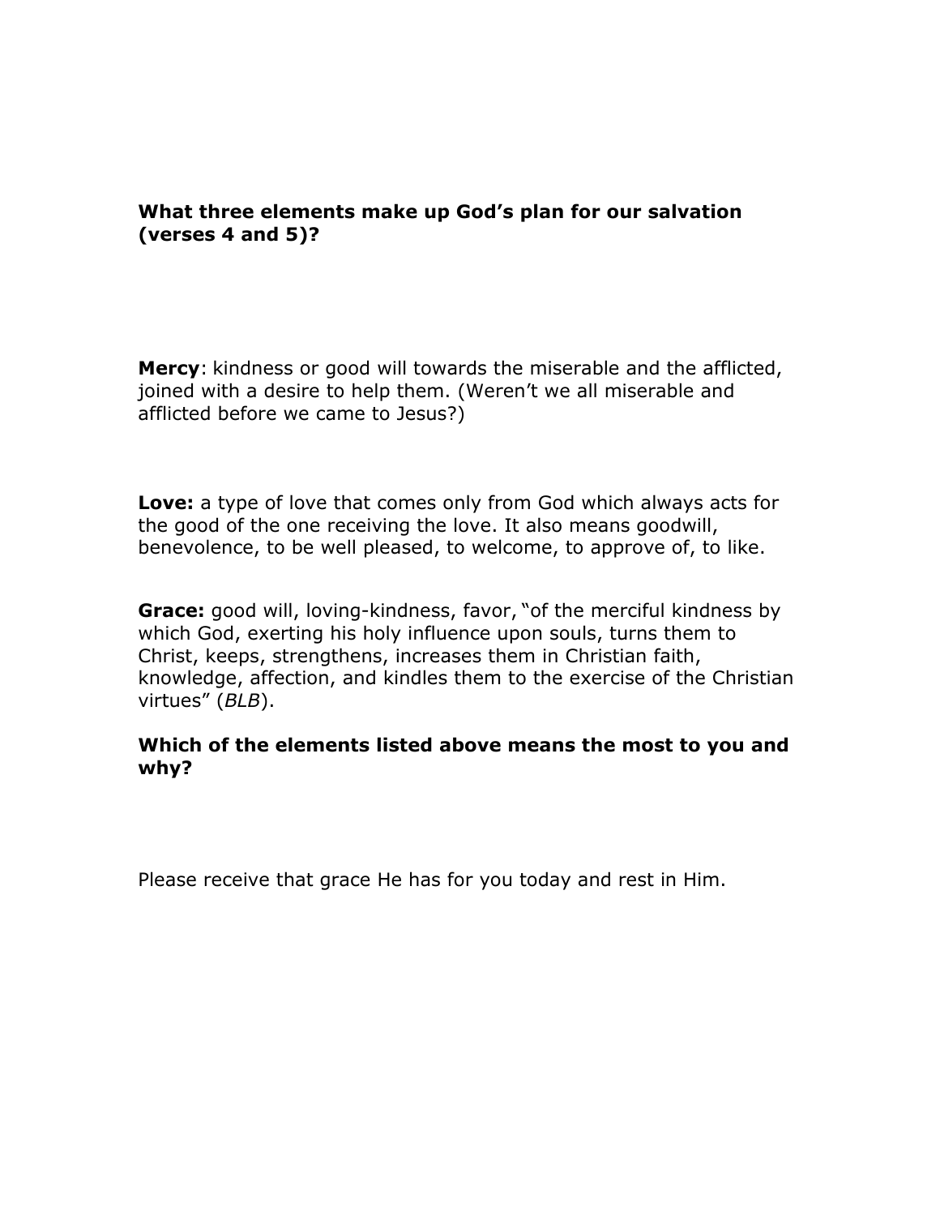**What three elements make up God's plan for our salvation (verses 4 and 5)?**

**Mercy**: kindness or good will towards the miserable and the afflicted, joined with a desire to help them. (Weren't we all miserable and afflicted before we came to Jesus?)

**Love:** a type of love that comes only from God which always acts for the good of the one receiving the love. It also means goodwill, benevolence, to be well pleased, to welcome, to approve of, to like.

**Grace:** good will, loving-kindness, favor, "of the merciful kindness by which God, exerting his holy influence upon souls, turns them to Christ, keeps, strengthens, increases them in Christian faith, knowledge, affection, and kindles them to the exercise of the Christian virtues" (*BLB*).

**Which of the elements listed above means the most to you and why?**

Please receive that grace He has for you today and rest in Him.